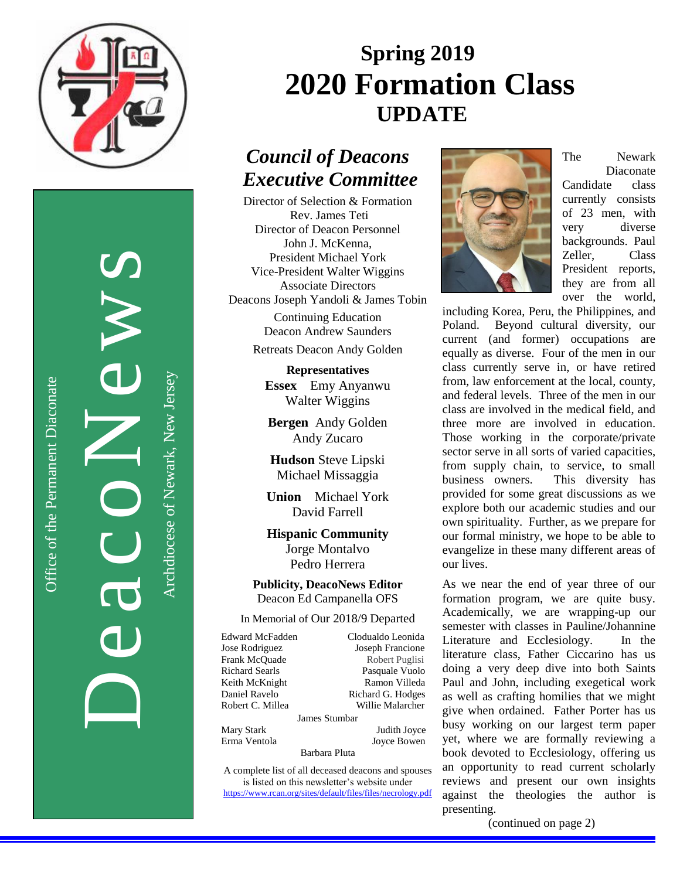DeacoNews

Office of the Permanent Diaconate

Archdiocese of Newark, New Jersey

# Spring 2019
# 2020 Formation Class
## UPDATE

## *Council of Deacons Executive Committee*

Director of Selection & Formation
Rev. James Teti
Director of Deacon Personnel
John J. McKenna,
President Michael York
Vice-President Walter Wiggins
Associate Directors
Deacons Joseph Yandoli & James Tobin

Continuing Education
Deacon Andrew Saunders

Retreats Deacon Andy Golden

**Representatives**

**Essex** Emy Anyanwu
Walter Wiggins

**Bergen** Andy Golden
Andy Zucaro

**Hudson** Steve Lipski
Michael Missaggia

**Union** Michael York
David Farrell

**Hispanic Community**
Jorge Montalvo
Pedro Herrera

**Publicity, DeacoNews Editor**
Deacon Ed Campanella OFS

In Memorial of Our 2018/9 Departed

Edward McFadden
Jose Rodriguez
Frank McQuade
Richard Searls
Keith McKnight
Daniel Ravelo
Robert C. Millea
Clodualdo Leonida
Joseph Francione
Robert Puglisi
Pasquale Vuolo
Ramon Villeda
Richard G. Hodges
Willie Malarcher
James Stumbar
Mary Stark
Erma Ventola
Judith Joyce
Joyce Bowen
Barbara Pluta

A complete list of all deceased deacons and spouses is listed on this newsletter's website under https://www.rcan.org/sites/default/files/files/necrology.pdf

The Newark Diaconate Candidate class currently consists of 23 men, with very diverse backgrounds. Paul Zeller, Class President reports, they are from all over the world, including Korea, Peru, the Philippines, and Poland. Beyond cultural diversity, our current (and former) occupations are equally as diverse. Four of the men in our class currently serve in, or have retired from, law enforcement at the local, county, and federal levels. Three of the men in our class are involved in the medical field, and three more are involved in education. Those working in the corporate/private sector serve in all sorts of varied capacities, from supply chain, to service, to small business owners. This diversity has provided for some great discussions as we explore both our academic studies and our own spirituality. Further, as we prepare for our formal ministry, we hope to be able to evangelize in these many different areas of our lives.

As we near the end of year three of our formation program, we are quite busy. Academically, we are wrapping-up our semester with classes in Pauline/Johannine Literature and Ecclesiology. In the literature class, Father Ciccarino has us doing a very deep dive into both Saints Paul and John, including exegetical work as well as crafting homilies that we might give when ordained. Father Porter has us busy working on our largest term paper yet, where we are formally reviewing a book devoted to Ecclesiology, offering us an opportunity to read current scholarly reviews and present our own insights against the theologies the author is presenting.

(continued on page 2)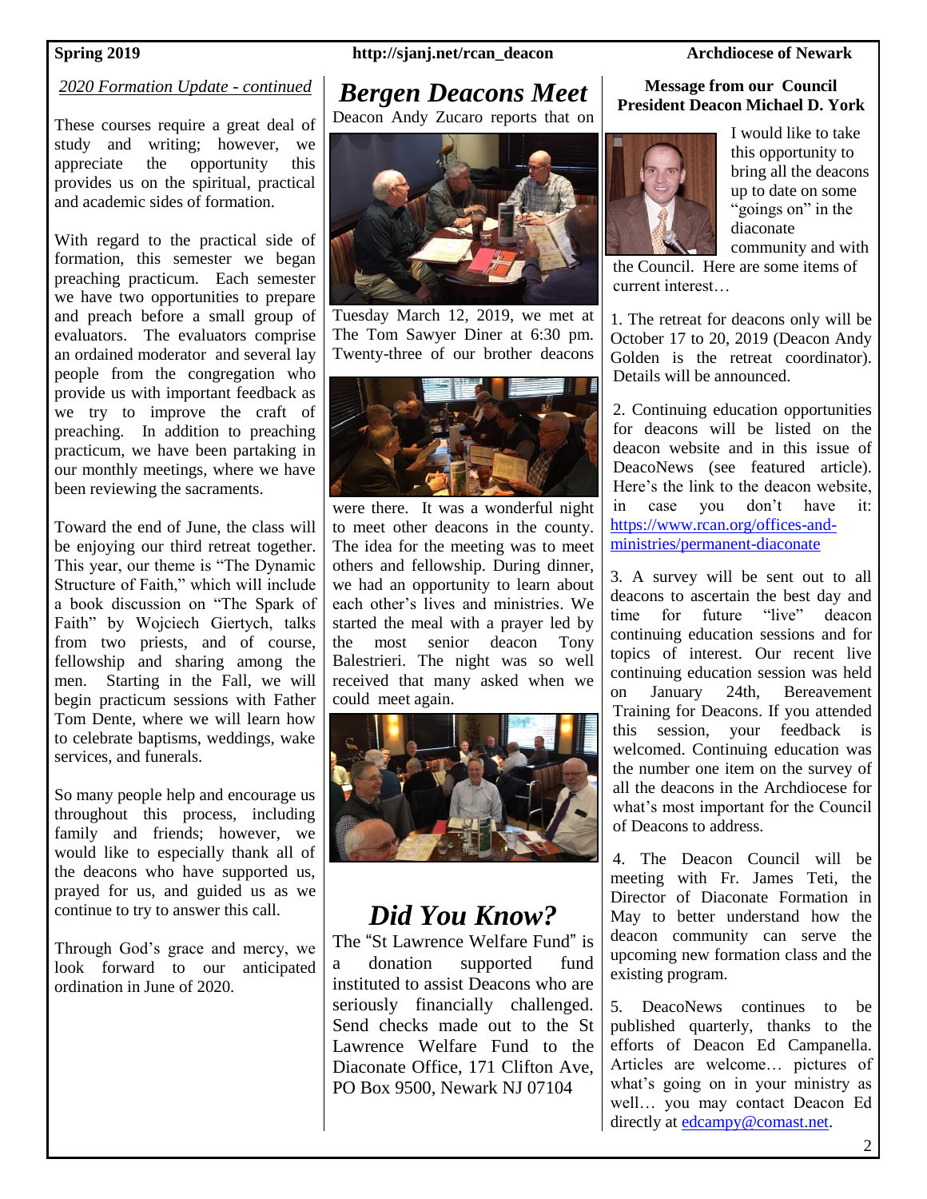*2020 Formation Update - continued*

These courses require a great deal of study and writing; however, we appreciate the opportunity this provides us on the spiritual, practical and academic sides of formation.

With regard to the practical side of formation, this semester we began preaching practicum. Each semester we have two opportunities to prepare and preach before a small group of evaluators. The evaluators comprise an ordained moderator and several lay people from the congregation who provide us with important feedback as we try to improve the craft of preaching. In addition to preaching practicum, we have been partaking in our monthly meetings, where we have been reviewing the sacraments.

Toward the end of June, the class will be enjoying our third retreat together. This year, our theme is "The Dynamic Structure of Faith," which will include a book discussion on "The Spark of Faith" by Wojciech Giertych, talks from two priests, and of course, fellowship and sharing among the men. Starting in the Fall, we will begin practicum sessions with Father Tom Dente, where we will learn how to celebrate baptisms, weddings, wake services, and funerals.

So many people help and encourage us throughout this process, including family and friends; however, we would like to especially thank all of the deacons who have supported us, prayed for us, and guided us as we continue to try to answer this call.

Through God's grace and mercy, we look forward to our anticipated ordination in June of 2020.

# *Bergen Deacons Meet*

Deacon Andy Zucaro reports that on Tuesday March 12, 2019, we met at The Tom Sawyer Diner at 6:30 pm. Twenty-three of our brother deacons were there. It was a wonderful night to meet other deacons in the county. The idea for the meeting was to meet others and fellowship. During dinner, we had an opportunity to learn about each other's lives and ministries. We started the meal with a prayer led by the most senior deacon Tony Balestrieri. The night was so well received that many asked when we could meet again.

# *Did You Know?*

The "St Lawrence Welfare Fund" is a donation supported fund instituted to assist Deacons who are seriously financially challenged. Send checks made out to the St Lawrence Welfare Fund to the Diaconate Office, 171 Clifton Ave, PO Box 9500, Newark NJ 07104

## Message from our Council President Deacon Michael D. York

I would like to take this opportunity to bring all the deacons up to date on some "goings on" in the diaconate community and with the Council. Here are some items of current interest…

1. The retreat for deacons only will be October 17 to 20, 2019 (Deacon Andy Golden is the retreat coordinator). Details will be announced.

2. Continuing education opportunities for deacons will be listed on the deacon website and in this issue of DeacoNews (see featured article). Here's the link to the deacon website, in case you don't have it: https://www.rcan.org/offices-and-ministries/permanent-diaconate

3. A survey will be sent out to all deacons to ascertain the best day and time for future "live" deacon continuing education sessions and for topics of interest. Our recent live continuing education session was held on January 24th, Bereavement Training for Deacons. If you attended this session, your feedback is welcomed. Continuing education was the number one item on the survey of all the deacons in the Archdiocese for what's most important for the Council of Deacons to address.

4. The Deacon Council will be meeting with Fr. James Teti, the Director of Diaconate Formation in May to better understand how the deacon community can serve the upcoming new formation class and the existing program.

5. DeacoNews continues to be published quarterly, thanks to the efforts of Deacon Ed Campanella. Articles are welcome… pictures of what's going on in your ministry as well… you may contact Deacon Ed directly at edcampy@comast.net.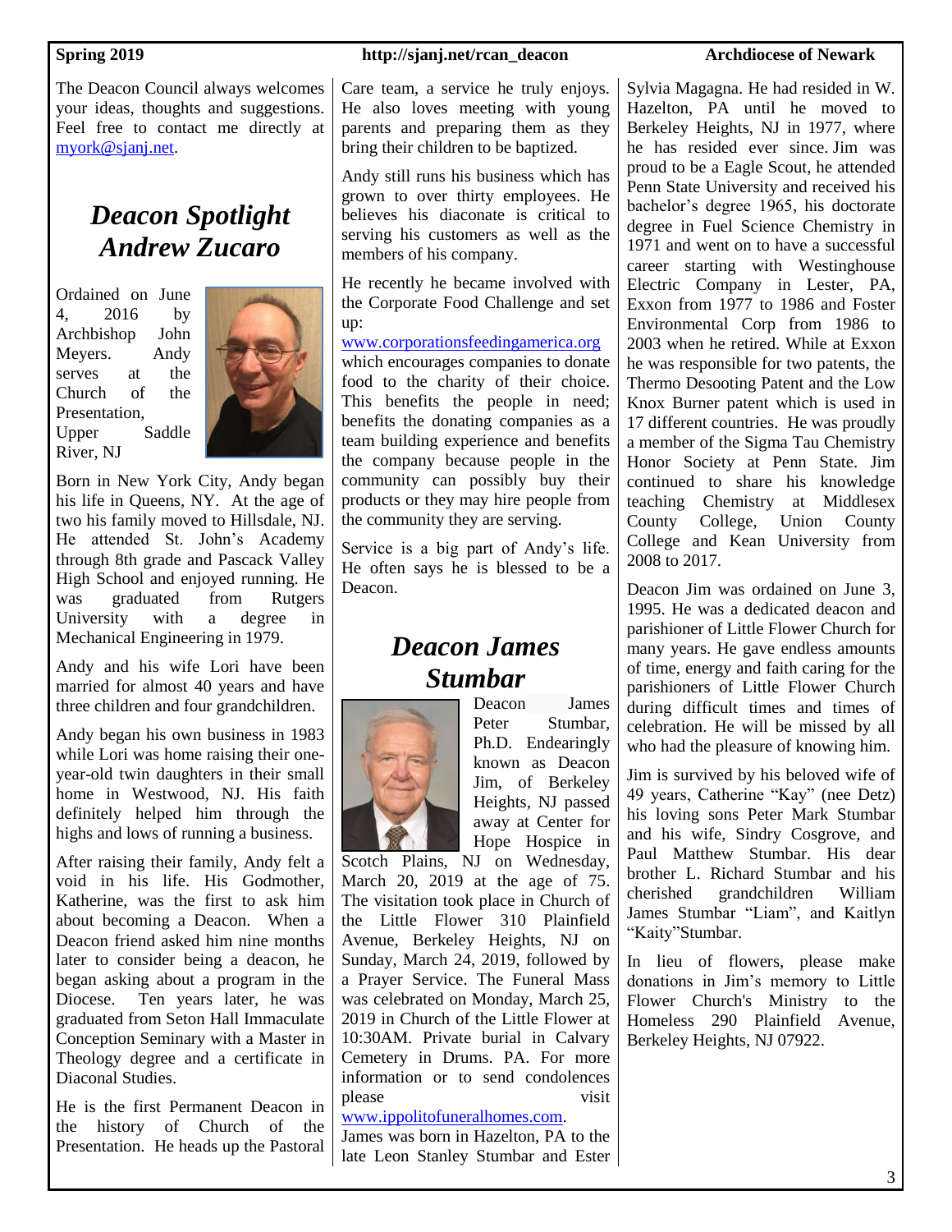The Deacon Council always welcomes your ideas, thoughts and suggestions. Feel free to contact me directly at myork@sjanj.net.

## *Deacon Spotlight Andrew Zucaro*

Ordained on June 4, 2016 by Archbishop John Meyers. Andy serves at the Church of the Presentation, Upper Saddle River, NJ

Born in New York City, Andy began his life in Queens, NY. At the age of two his family moved to Hillsdale, NJ. He attended St. John's Academy through 8th grade and Pascack Valley High School and enjoyed running. He was graduated from Rutgers University with a degree in Mechanical Engineering in 1979.

Andy and his wife Lori have been married for almost 40 years and have three children and four grandchildren.

Andy began his own business in 1983 while Lori was home raising their one-year-old twin daughters in their small home in Westwood, NJ. His faith definitely helped him through the highs and lows of running a business.

After raising their family, Andy felt a void in his life. His Godmother, Katherine, was the first to ask him about becoming a Deacon. When a Deacon friend asked him nine months later to consider being a deacon, he began asking about a program in the Diocese. Ten years later, he was graduated from Seton Hall Immaculate Conception Seminary with a Master in Theology degree and a certificate in Diaconal Studies.

He is the first Permanent Deacon in the history of Church of the Presentation. He heads up the Pastoral Care team, a service he truly enjoys. He also loves meeting with young parents and preparing them as they bring their children to be baptized.

Andy still runs his business which has grown to over thirty employees. He believes his diaconate is critical to serving his customers as well as the members of his company.

He recently he became involved with the Corporate Food Challenge and set up:
www.corporationsfeedingamerica.org
which encourages companies to donate food to the charity of their choice. This benefits the people in need; benefits the donating companies as a team building experience and benefits the company because people in the community can possibly buy their products or they may hire people from the community they are serving.

Service is a big part of Andy's life. He often says he is blessed to be a Deacon.

## *Deacon James Stumbar*

Deacon James Peter Stumbar, Ph.D. Endearingly known as Deacon Jim, of Berkeley Heights, NJ passed away at Center for Hope Hospice in Scotch Plains, NJ on Wednesday, March 20, 2019 at the age of 75. The visitation took place in Church of the Little Flower 310 Plainfield Avenue, Berkeley Heights, NJ on Sunday, March 24, 2019, followed by a Prayer Service. The Funeral Mass was celebrated on Monday, March 25, 2019 in Church of the Little Flower at 10:30AM. Private burial in Calvary Cemetery in Drums. PA. For more information or to send condolences please visit www.ippolitofuneralhomes.com.
James was born in Hazelton, PA to the late Leon Stanley Stumbar and Ester Sylvia Magagna. He had resided in W. Hazelton, PA until he moved to Berkeley Heights, NJ in 1977, where he has resided ever since. Jim was proud to be a Eagle Scout, he attended Penn State University and received his bachelor's degree 1965, his doctorate degree in Fuel Science Chemistry in 1971 and went on to have a successful career starting with Westinghouse Electric Company in Lester, PA, Exxon from 1977 to 1986 and Foster Environmental Corp from 1986 to 2003 when he retired. While at Exxon he was responsible for two patents, the Thermo Desooting Patent and the Low Knox Burner patent which is used in 17 different countries. He was proudly a member of the Sigma Tau Chemistry Honor Society at Penn State. Jim continued to share his knowledge teaching Chemistry at Middlesex County College, Union County College and Kean University from 2008 to 2017.

Deacon Jim was ordained on June 3, 1995. He was a dedicated deacon and parishioner of Little Flower Church for many years. He gave endless amounts of time, energy and faith caring for the parishioners of Little Flower Church during difficult times and times of celebration. He will be missed by all who had the pleasure of knowing him.

Jim is survived by his beloved wife of 49 years, Catherine "Kay" (nee Detz) his loving sons Peter Mark Stumbar and his wife, Sindry Cosgrove, and Paul Matthew Stumbar. His dear brother L. Richard Stumbar and his cherished grandchildren William James Stumbar "Liam", and Kaitlyn "Kaity"Stumbar.

In lieu of flowers, please make donations in Jim's memory to Little Flower Church's Ministry to the Homeless 290 Plainfield Avenue, Berkeley Heights, NJ 07922.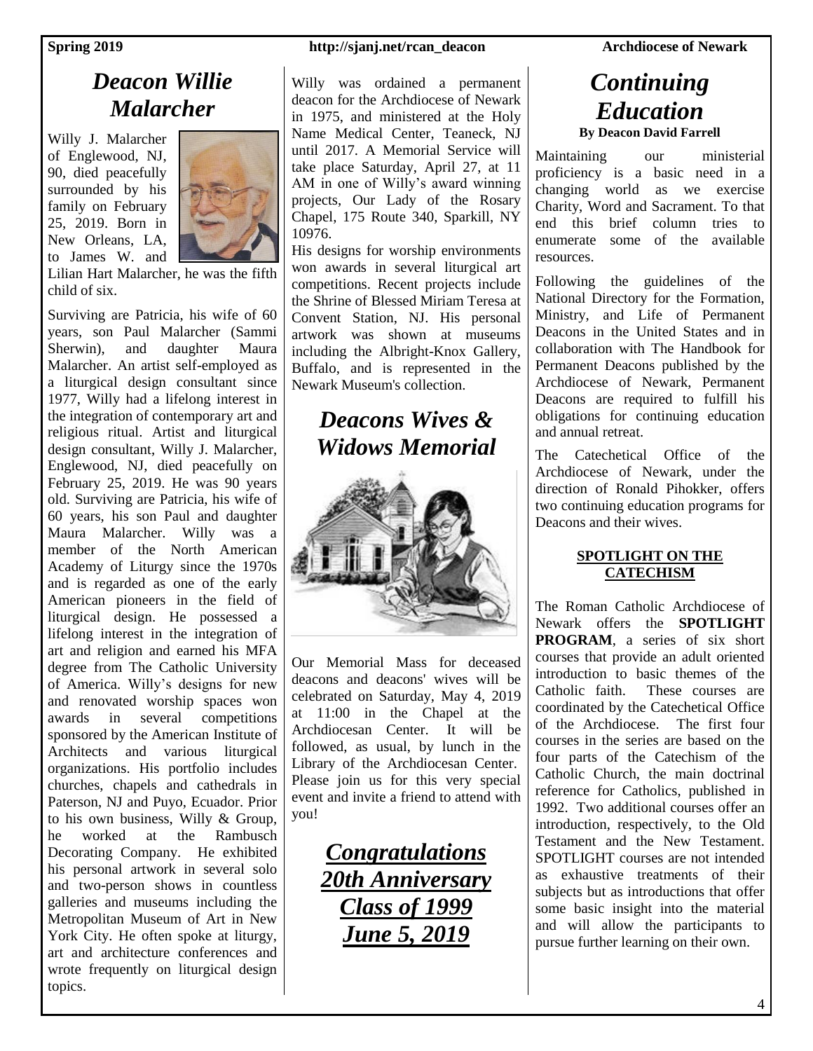# *Deacon Willie Malarcher*

Willy J. Malarcher of Englewood, NJ, 90, died peacefully surrounded by his family on February 25, 2019. Born in New Orleans, LA, to James W. and Lilian Hart Malarcher, he was the fifth child of six.

Surviving are Patricia, his wife of 60 years, son Paul Malarcher (Sammi Sherwin), and daughter Maura Malarcher. An artist self-employed as a liturgical design consultant since 1977, Willy had a lifelong interest in the integration of contemporary art and religious ritual. Artist and liturgical design consultant, Willy J. Malarcher, Englewood, NJ, died peacefully on February 25, 2019. He was 90 years old. Surviving are Patricia, his wife of 60 years, his son Paul and daughter Maura Malarcher. Willy was a member of the North American Academy of Liturgy since the 1970s and is regarded as one of the early American pioneers in the field of liturgical design. He possessed a lifelong interest in the integration of art and religion and earned his MFA degree from The Catholic University of America. Willy's designs for new and renovated worship spaces won awards in several competitions sponsored by the American Institute of Architects and various liturgical organizations. His portfolio includes churches, chapels and cathedrals in Paterson, NJ and Puyo, Ecuador. Prior to his own business, Willy & Group, he worked at the Rambusch Decorating Company. He exhibited his personal artwork in several solo and two-person shows in countless galleries and museums including the Metropolitan Museum of Art in New York City. He often spoke at liturgy, art and architecture conferences and wrote frequently on liturgical design topics.

Willy was ordained a permanent deacon for the Archdiocese of Newark in 1975, and ministered at the Holy Name Medical Center, Teaneck, NJ until 2017. A Memorial Service will take place Saturday, April 27, at 11 AM in one of Willy's award winning projects, Our Lady of the Rosary Chapel, 175 Route 340, Sparkill, NY 10976.

His designs for worship environments won awards in several liturgical art competitions. Recent projects include the Shrine of Blessed Miriam Teresa at Convent Station, NJ. His personal artwork was shown at museums including the Albright-Knox Gallery, Buffalo, and is represented in the Newark Museum's collection.

# *Deacons Wives & Widows Memorial*

Our Memorial Mass for deceased deacons and deacons' wives will be celebrated on Saturday, May 4, 2019 at 11:00 in the Chapel at the Archdiocesan Center. It will be followed, as usual, by lunch in the Library of the Archdiocesan Center. Please join us for this very special event and invite a friend to attend with you!

# ***Congratulations 20th Anniversary Class of 1999 June 5, 2019***

# *Continuing Education*

**By Deacon David Farrell**

Maintaining our ministerial proficiency is a basic need in a changing world as we exercise Charity, Word and Sacrament. To that end this brief column tries to enumerate some of the available resources.

Following the guidelines of the National Directory for the Formation, Ministry, and Life of Permanent Deacons in the United States and in collaboration with The Handbook for Permanent Deacons published by the Archdiocese of Newark, Permanent Deacons are required to fulfill his obligations for continuing education and annual retreat.

The Catechetical Office of the Archdiocese of Newark, under the direction of Ronald Pihokker, offers two continuing education programs for Deacons and their wives.

**SPOTLIGHT ON THE CATECHISM**

The Roman Catholic Archdiocese of Newark offers the **SPOTLIGHT PROGRAM**, a series of six short courses that provide an adult oriented introduction to basic themes of the Catholic faith. These courses are coordinated by the Catechetical Office of the Archdiocese. The first four courses in the series are based on the four parts of the Catechism of the Catholic Church, the main doctrinal reference for Catholics, published in 1992. Two additional courses offer an introduction, respectively, to the Old Testament and the New Testament. SPOTLIGHT courses are not intended as exhaustive treatments of their subjects but as introductions that offer some basic insight into the material and will allow the participants to pursue further learning on their own.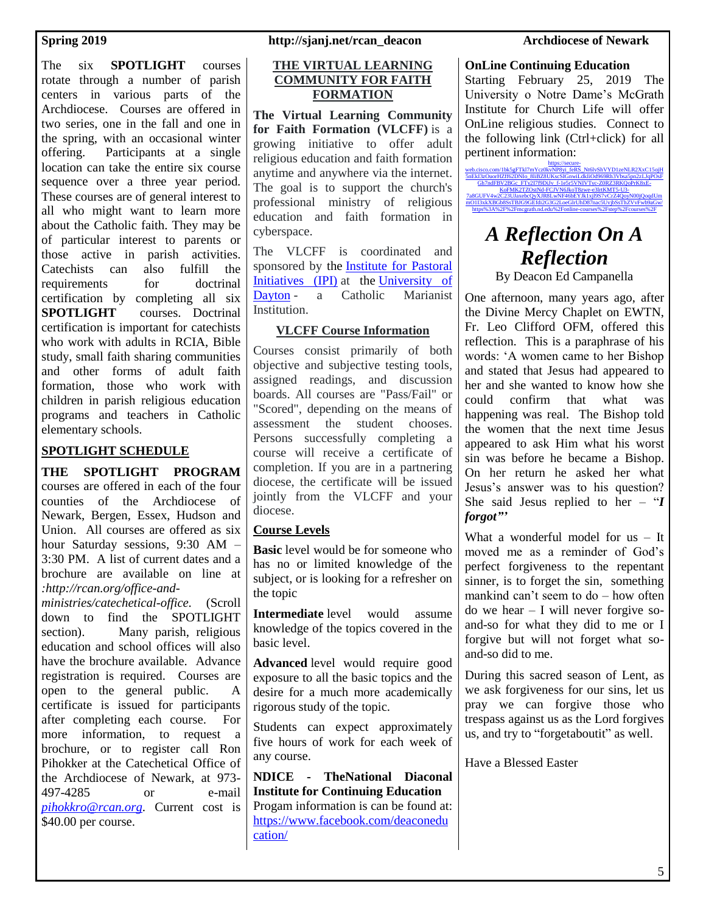The six **SPOTLIGHT** courses rotate through a number of parish centers in various parts of the Archdiocese. Courses are offered in two series, one in the fall and one in the spring, with an occasional winter offering. Participants at a single location can take the entire six course sequence over a three year period. These courses are of general interest to all who might want to learn more about the Catholic faith. They may be of particular interest to parents or those active in parish activities. Catechists can also fulfill the requirements for doctrinal certification by completing all six **SPOTLIGHT** courses. Doctrinal certification is important for catechists who work with adults in RCIA, Bible study, small faith sharing communities and other forms of adult faith formation, those who work with children in parish religious education programs and teachers in Catholic elementary schools.

## SPOTLIGHT SCHEDULE

**THE SPOTLIGHT PROGRAM** courses are offered in each of the four counties of the Archdiocese of Newark, Bergen, Essex, Hudson and Union. All courses are offered as six hour Saturday sessions, 9:30 AM – 3:30 PM. A list of current dates and a brochure are available on line at *:http://rcan.org/office-and-ministries/catechetical-office*. (Scroll down to find the SPOTLIGHT section). Many parish, religious education and school offices will also have the brochure available. Advance registration is required. Courses are open to the general public. A certificate is issued for participants after completing each course. For more information, to request a brochure, or to register call Ron Pihokker at the Catechetical Office of the Archdiocese of Newark, at 973-497-4285 or e-mail *pihokkro@rcan.org*. Current cost is $40.00 per course.

## THE VIRTUAL LEARNING COMMUNITY FOR FAITH FORMATION

**The Virtual Learning Community for Faith Formation (VLCFF)** is a growing initiative to offer adult religious education and faith formation anytime and anywhere via the internet. The goal is to support the church's professional ministry of religious education and faith formation in cyberspace.

The VLCFF is coordinated and sponsored by the Institute for Pastoral Initiatives (IPI) at the University of Dayton - a Catholic Marianist Institution.

### VLCFF Course Information

Courses consist primarily of both objective and subjective testing tools, assigned readings, and discussion boards. All courses are "Pass/Fail" or "Scored", depending on the means of assessment the student chooses. Persons successfully completing a course will receive a certificate of completion. If you are in a partnering diocese, the certificate will be issued jointly from the VLCFF and your diocese.

### Course Levels

**Basic** level would be for someone who has no or limited knowledge of the subject, or is looking for a refresher on the topic

**Intermediate** level would assume knowledge of the topics covered in the basic level.

**Advanced** level would require good exposure to all the basic topics and the desire for a much more academically rigorous study of the topic.

Students can expect approximately five hours of work for each week of any course.

**NDICE - TheNational Diaconal Institute for Continuing Education**
Progam information is can be found at: https://www.facebook.com/deaconeducation/

**OnLine Continuing Education**
Starting February 25, 2019 The University o Notre Dame's McGrath Institute for Church Life will offer OnLine religious studies. Connect to the following link (Ctrl+click) for all pertinent information:
https://secure-web.cisco.com/1bk5gFTkl7mYcz0kvNP8yi_feRS_Nt6lvShVYD1zeNLR2XxC15ojH5nEkI3zOuorHZff62DNIo_8liBZ8UKscSIGnwiLdkIiOd969Rh3Vbsa5pn2zLJqPOsFGh7ndFBV2BGc_FTy2f7f9DiJv_f-1e5r5VNIVTyc-Z0RZ3RKQoPrK8xE-KoFMK2TZOstNd-FCJVN6JkoT8zwe-e3lrtKMT5-U3-7a8GUFV4w2C23UJaxebcQyXJR8LwNF46bEYJk1xjl9S7vCrZ4QoyN00jQoqdUmmO1I3xkXBGb8SsTBJG9GEIdi2G3G2LoeGlrUbD87nac5UvjbSsThZVvFwb9aGw/https%3A%2F%2Fmcgrath.nd.edu%2Fonline-courses%2Fstep%2Fcourses%2F

# *A Reflection On A Reflection*

By Deacon Ed Campanella

One afternoon, many years ago, after the Divine Mercy Chaplet on EWTN, Fr. Leo Clifford OFM, offered this reflection. This is a paraphrase of his words: 'A women came to her Bishop and stated that Jesus had appeared to her and she wanted to know how she could confirm that what was happening was real. The Bishop told the women that the next time Jesus appeared to ask Him what his worst sin was before he became a Bishop. On her return he asked her what Jesus's answer was to his question? She said Jesus replied to her – "***I forgot"'***

What a wonderful model for us – It moved me as a reminder of God's perfect forgiveness to the repentant sinner, is to forget the sin, something mankind can't seem to do – how often do we hear – I will never forgive so-and-so for what they did to me or I forgive but will not forget what so-and-so did to me.

During this sacred season of Lent, as we ask forgiveness for our sins, let us pray we can forgive those who trespass against us as the Lord forgives us, and try to "forgetaboutit" as well.

Have a Blessed Easter